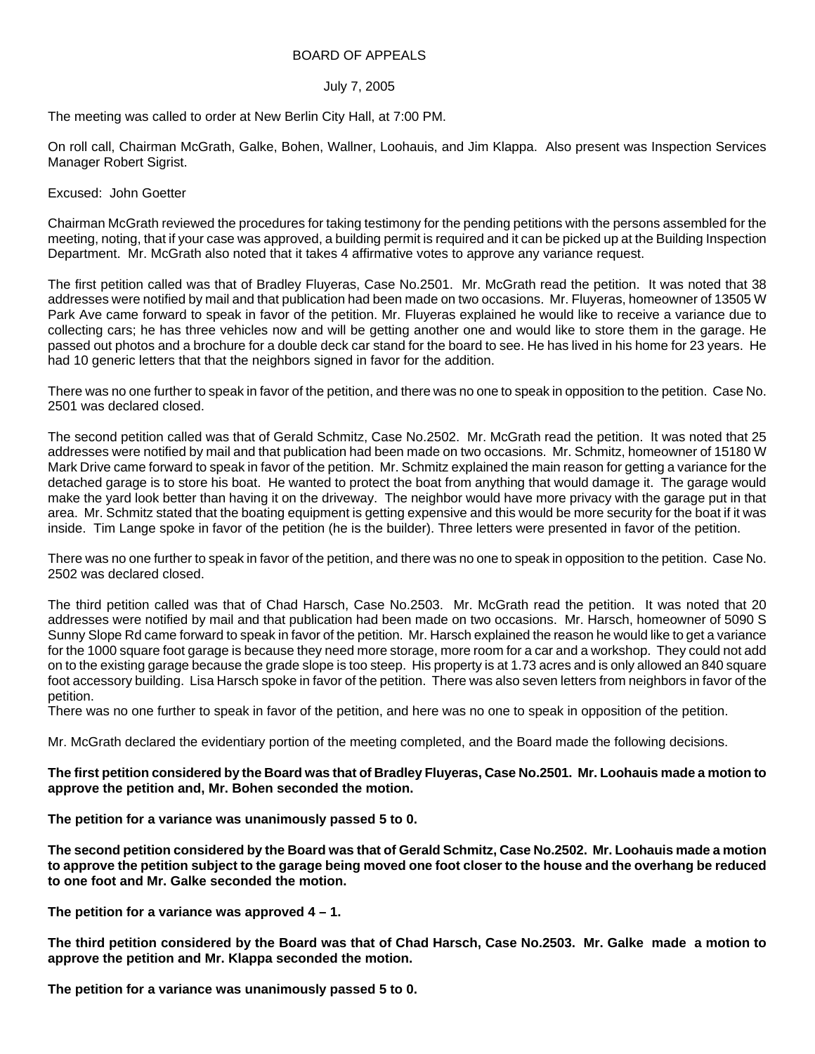BOARD OF APPEALS

July 7, 2005

The meeting was called to order at New Berlin City Hall, at 7:00 PM.

On roll call, Chairman McGrath, Galke, Bohen, Wallner, Loohauis, and Jim Klappa. Also present was Inspection Services Manager Robert Sigrist.

Excused: John Goetter

Chairman McGrath reviewed the procedures for taking testimony for the pending petitions with the persons assembled for the meeting, noting, that if your case was approved, a building permit is required and it can be picked up at the Building Inspection Department. Mr. McGrath also noted that it takes 4 affirmative votes to approve any variance request.

The first petition called was that of Bradley Fluyeras, Case No.2501. Mr. McGrath read the petition. It was noted that 38 addresses were notified by mail and that publication had been made on two occasions. Mr. Fluyeras, homeowner of 13505 W Park Ave came forward to speak in favor of the petition. Mr. Fluyeras explained he would like to receive a variance due to collecting cars; he has three vehicles now and will be getting another one and would like to store them in the garage. He passed out photos and a brochure for a double deck car stand for the board to see. He has lived in his home for 23 years. He had 10 generic letters that that the neighbors signed in favor for the addition.

There was no one further to speak in favor of the petition, and there was no one to speak in opposition to the petition. Case No. 2501 was declared closed.

The second petition called was that of Gerald Schmitz, Case No.2502. Mr. McGrath read the petition. It was noted that 25 addresses were notified by mail and that publication had been made on two occasions. Mr. Schmitz, homeowner of 15180 W Mark Drive came forward to speak in favor of the petition. Mr. Schmitz explained the main reason for getting a variance for the detached garage is to store his boat. He wanted to protect the boat from anything that would damage it. The garage would make the yard look better than having it on the driveway. The neighbor would have more privacy with the garage put in that area. Mr. Schmitz stated that the boating equipment is getting expensive and this would be more security for the boat if it was inside. Tim Lange spoke in favor of the petition (he is the builder). Three letters were presented in favor of the petition.

There was no one further to speak in favor of the petition, and there was no one to speak in opposition to the petition. Case No. 2502 was declared closed.

The third petition called was that of Chad Harsch, Case No.2503. Mr. McGrath read the petition. It was noted that 20 addresses were notified by mail and that publication had been made on two occasions. Mr. Harsch, homeowner of 5090 S Sunny Slope Rd came forward to speak in favor of the petition. Mr. Harsch explained the reason he would like to get a variance for the 1000 square foot garage is because they need more storage, more room for a car and a workshop. They could not add on to the existing garage because the grade slope is too steep. His property is at 1.73 acres and is only allowed an 840 square foot accessory building. Lisa Harsch spoke in favor of the petition. There was also seven letters from neighbors in favor of the petition.

There was no one further to speak in favor of the petition, and here was no one to speak in opposition of the petition.

Mr. McGrath declared the evidentiary portion of the meeting completed, and the Board made the following decisions.

**The first petition considered by the Board was that of Bradley Fluyeras, Case No.2501. Mr. Loohauis made a motion to approve the petition and, Mr. Bohen seconded the motion.**

**The petition for a variance was unanimously passed 5 to 0.**

**The second petition considered by the Board was that of Gerald Schmitz, Case No.2502. Mr. Loohauis made a motion to approve the petition subject to the garage being moved one foot closer to the house and the overhang be reduced to one foot and Mr. Galke seconded the motion.**

**The petition for a variance was approved 4 – 1.**

**The third petition considered by the Board was that of Chad Harsch, Case No.2503. Mr. Galke made a motion to approve the petition and Mr. Klappa seconded the motion.**

**The petition for a variance was unanimously passed 5 to 0.**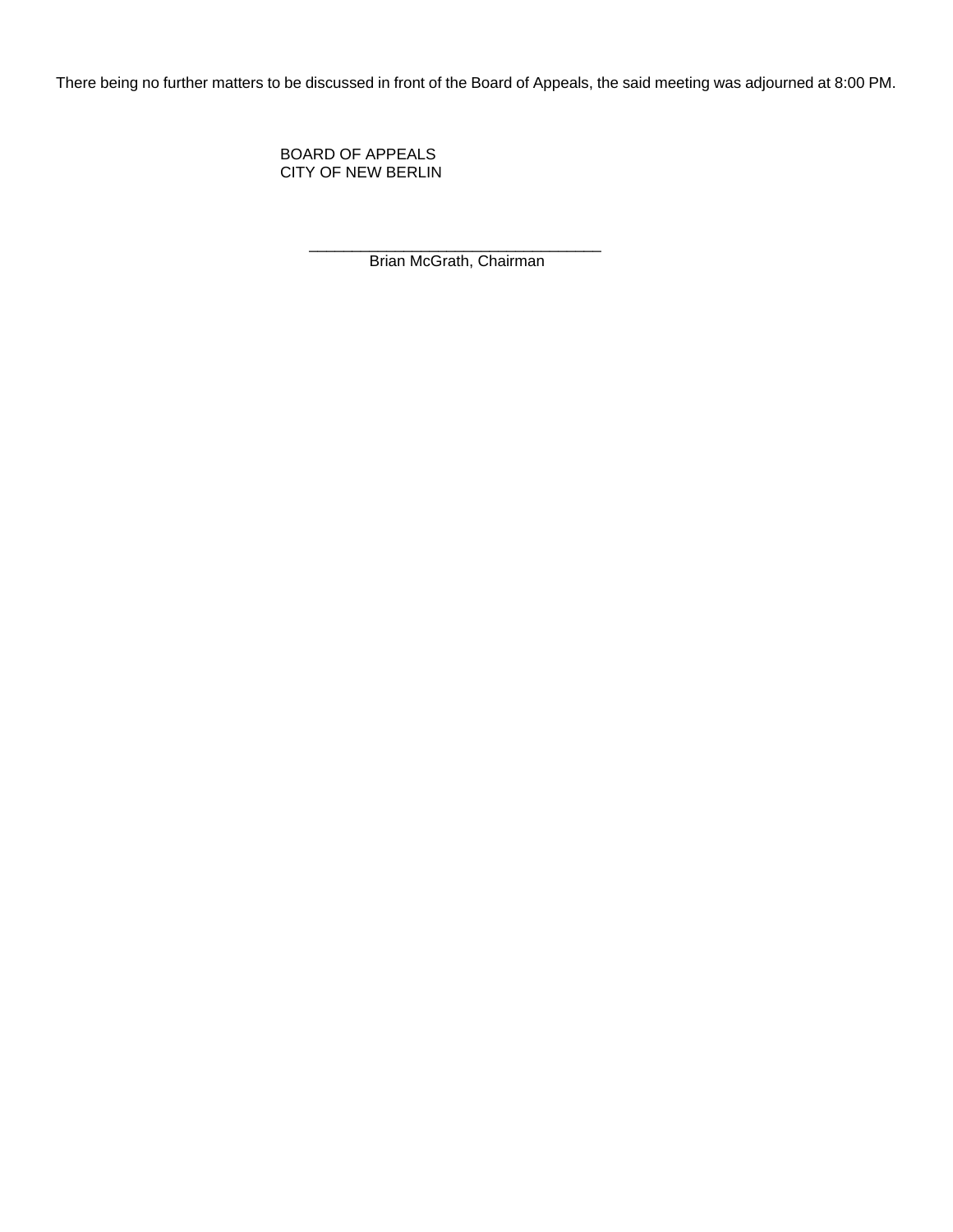There being no further matters to be discussed in front of the Board of Appeals, the said meeting was adjourned at 8:00 PM.

BOARD OF APPEALS
CITY OF NEW BERLIN

\_\_\_\_\_\_\_\_\_\_\_\_\_\_\_\_\_\_\_\_\_\_\_\_\_\_\_\_\_\_\_\_\_\_

Brian McGrath, Chairman